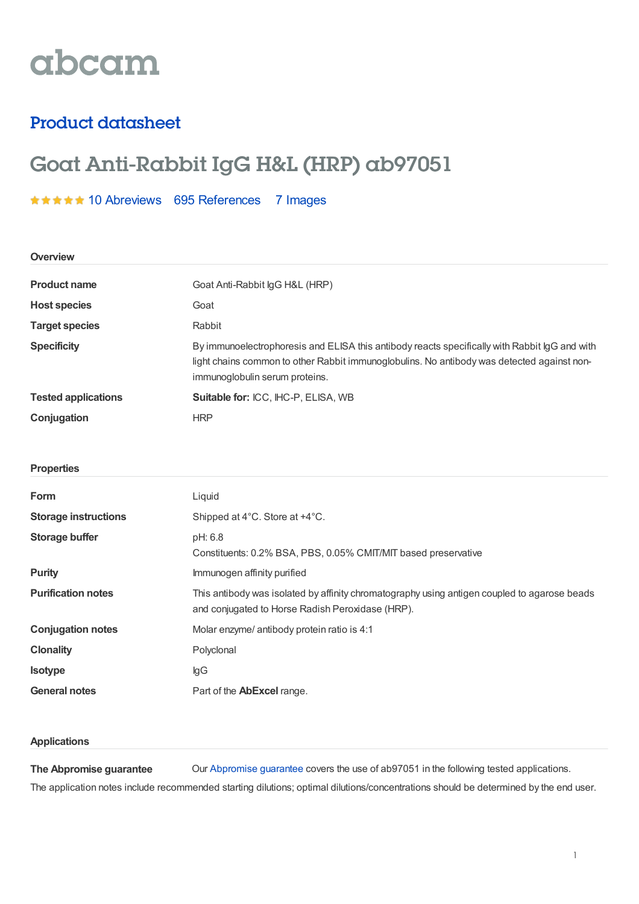abcam

## Product datasheet

# Goat Anti-Rabbit IgG H&L (HRP) ab97051

★★★★★ 10 Abreviews 695 References 7 Images

### Overview

| | |
|---|---|
| **Product name** | Goat Anti-Rabbit IgG H&L (HRP) |
| **Host species** | Goat |
| **Target species** | Rabbit |
| **Specificity** | By immunoelectrophoresis and ELISA this antibody reacts specifically with Rabbit IgG and with light chains common to other Rabbit immunoglobulins. No antibody was detected against non-immunoglobulin serum proteins. |
| **Tested applications** | **Suitable for:** ICC, IHC-P, ELISA, WB |
| **Conjugation** | HRP |

### Properties

| | |
|---|---|
| **Form** | Liquid |
| **Storage instructions** | Shipped at 4°C. Store at +4°C. |
| **Storage buffer** | pH: 6.8<br>Constituents: 0.2% BSA, PBS, 0.05% CMIT/MIT based preservative |
| **Purity** | Immunogen affinity purified |
| **Purification notes** | This antibody was isolated by affinity chromatography using antigen coupled to agarose beads and conjugated to Horse Radish Peroxidase (HRP). |
| **Conjugation notes** | Molar enzyme/ antibody protein ratio is 4:1 |
| **Clonality** | Polyclonal |
| **Isotype** | IgG |
| **General notes** | Part of the **AbExcel** range. |

### Applications

**The Abpromise guarantee** Our Abpromise guarantee covers the use of ab97051 in the following tested applications.

The application notes include recommended starting dilutions; optimal dilutions/concentrations should be determined by the end user.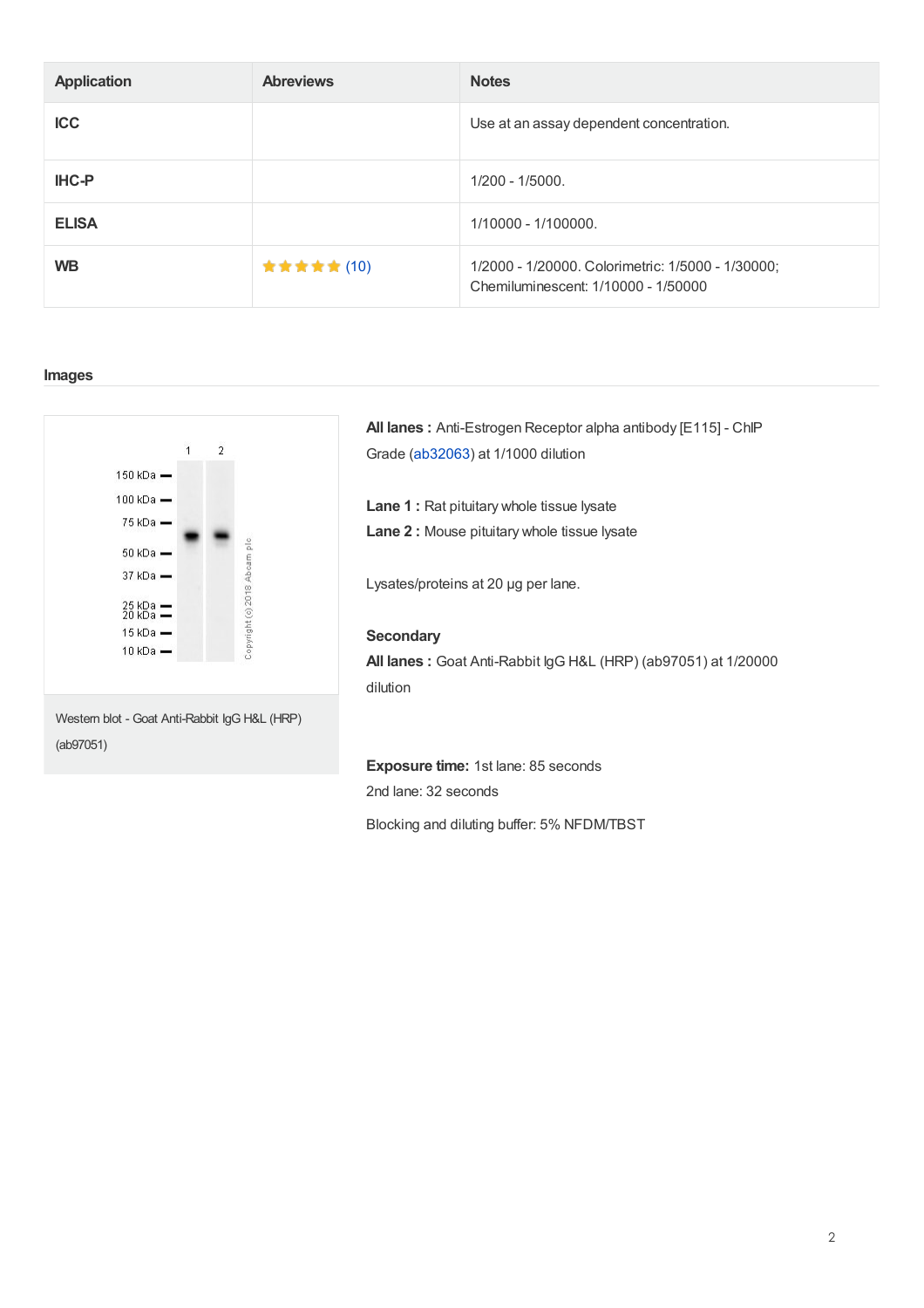| Application | Abreviews | Notes |
|---|---|---|
| ICC | | Use at an assay dependent concentration. |
| IHC-P | | 1/200 - 1/5000. |
| ELISA | | 1/10000 - 1/100000. |
| WB | ★★★★★ (10) | 1/2000 - 1/20000. Colorimetric: 1/5000 - 1/30000; Chemiluminescent: 1/10000 - 1/50000 |

## Images

Western blot - Goat Anti-Rabbit IgG H&L (HRP) (ab97051)

**All lanes :** Anti-Estrogen Receptor alpha antibody [E115] - ChIP Grade (ab32063) at 1/1000 dilution

**Lane 1 :** Rat pituitary whole tissue lysate
**Lane 2 :** Mouse pituitary whole tissue lysate

Lysates/proteins at 20 µg per lane.

**Secondary**
**All lanes :** Goat Anti-Rabbit IgG H&L (HRP) (ab97051) at 1/20000 dilution

**Exposure time:** 1st lane: 85 seconds
2nd lane: 32 seconds

Blocking and diluting buffer: 5% NFDM/TBST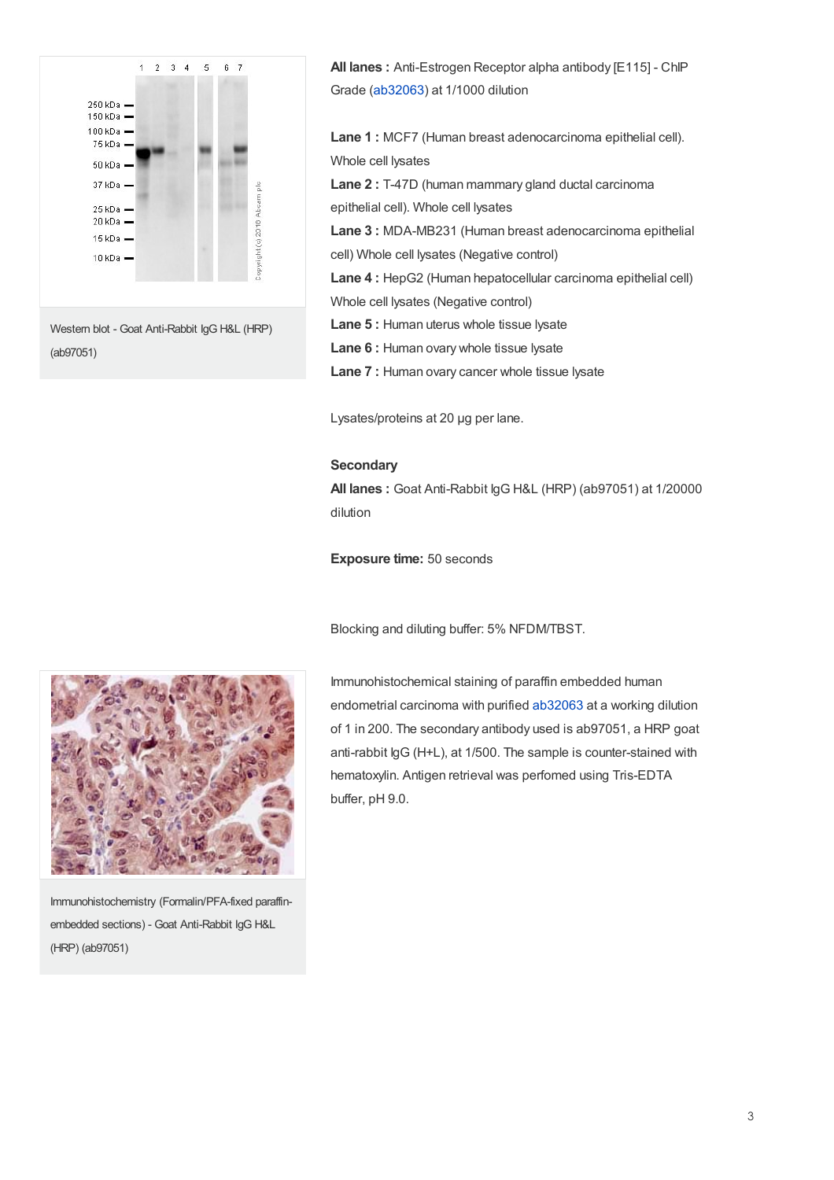Western blot - Goat Anti-Rabbit IgG H&L (HRP) (ab97051)

**All lanes :** Anti-Estrogen Receptor alpha antibody [E115] - ChIP Grade (ab32063) at 1/1000 dilution

**Lane 1 :** MCF7 (Human breast adenocarcinoma epithelial cell). Whole cell lysates

**Lane 2 :** T-47D (human mammary gland ductal carcinoma epithelial cell). Whole cell lysates

**Lane 3 :** MDA-MB231 (Human breast adenocarcinoma epithelial cell) Whole cell lysates (Negative control)

**Lane 4 :** HepG2 (Human hepatocellular carcinoma epithelial cell) Whole cell lysates (Negative control)

**Lane 5 :** Human uterus whole tissue lysate

**Lane 6 :** Human ovary whole tissue lysate

**Lane 7 :** Human ovary cancer whole tissue lysate

Lysates/proteins at 20 µg per lane.

**Secondary**

**All lanes :** Goat Anti-Rabbit IgG H&L (HRP) (ab97051) at 1/20000 dilution

**Exposure time:** 50 seconds

Blocking and diluting buffer: 5% NFDM/TBST.

Immunohistochemistry (Formalin/PFA-fixed paraffin-embedded sections) - Goat Anti-Rabbit IgG H&L (HRP) (ab97051)

Immunohistochemical staining of paraffin embedded human endometrial carcinoma with purified ab32063 at a working dilution of 1 in 200. The secondary antibody used is ab97051, a HRP goat anti-rabbit IgG (H+L), at 1/500. The sample is counter-stained with hematoxylin. Antigen retrieval was perfomed using Tris-EDTA buffer, pH 9.0.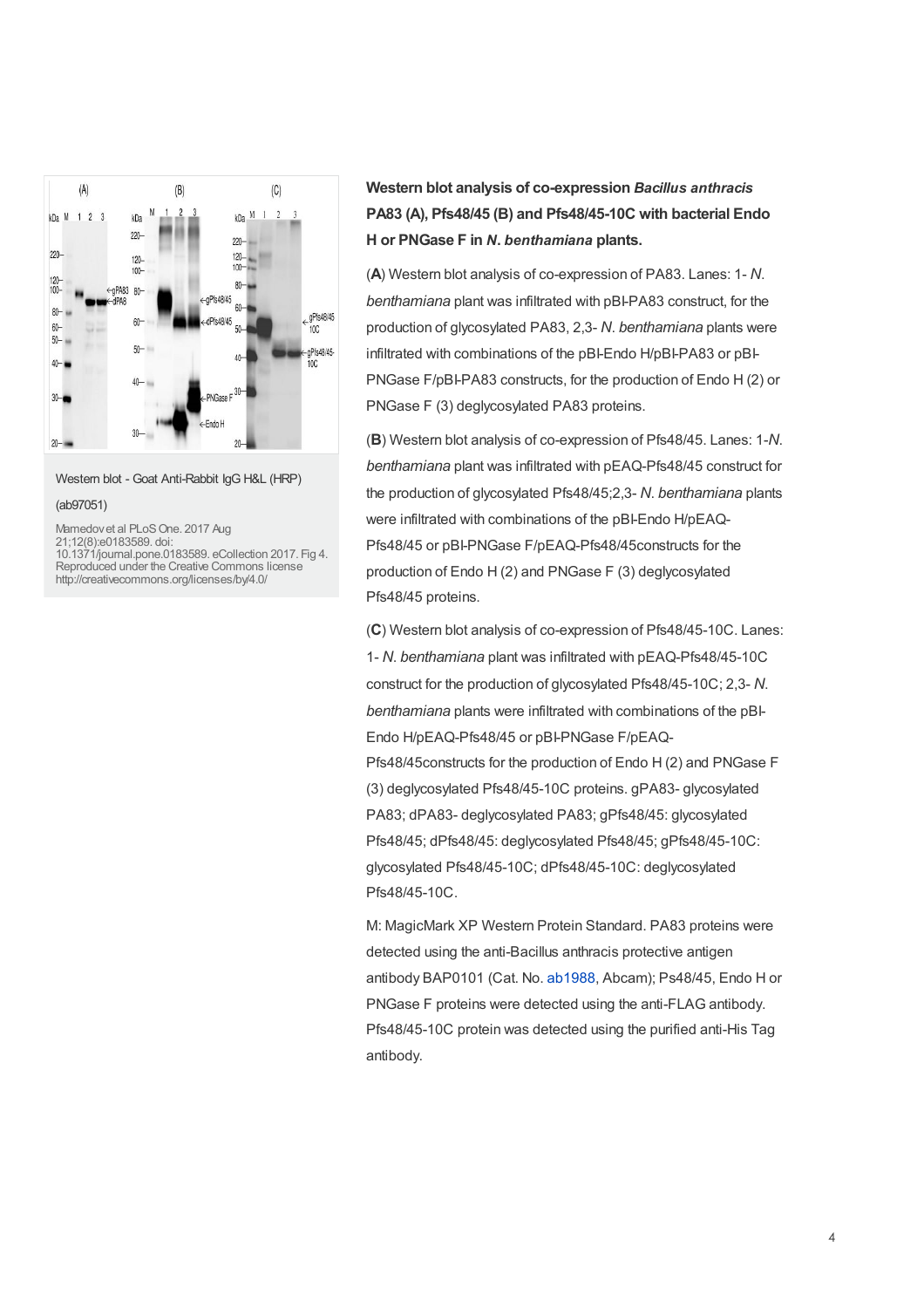Western blot - Goat Anti-Rabbit IgG H&L (HRP) (ab97051)

Mamedov et al PLoS One. 2017 Aug 21;12(8):e0183589. doi: 10.1371/journal.pone.0183589. eCollection 2017. Fig 4. Reproduced under the Creative Commons license http://creativecommons.org/licenses/by/4.0/

**Western blot analysis of co-expression *Bacillus anthracis* PA83 (A), Pfs48/45 (B) and Pfs48/45-10C with bacterial Endo H or PNGase F in *N. benthamiana* plants.**

(**A**) Western blot analysis of co-expression of PA83. Lanes: 1- *N. benthamiana* plant was infiltrated with pBI-PA83 construct, for the production of glycosylated PA83, 2,3- *N. benthamiana* plants were infiltrated with combinations of the pBI-Endo H/pBI-PA83 or pBI-PNGase F/pBI-PA83 constructs, for the production of Endo H (2) or PNGase F (3) deglycosylated PA83 proteins.

(**B**) Western blot analysis of co-expression of Pfs48/45. Lanes: 1-*N. benthamiana* plant was infiltrated with pEAQ-Pfs48/45 construct for the production of glycosylated Pfs48/45;2,3- *N. benthamiana* plants were infiltrated with combinations of the pBI-Endo H/pEAQ-Pfs48/45 or pBI-PNGase F/pEAQ-Pfs48/45constructs for the production of Endo H (2) and PNGase F (3) deglycosylated Pfs48/45 proteins.

(**C**) Western blot analysis of co-expression of Pfs48/45-10C. Lanes: 1- *N. benthamiana* plant was infiltrated with pEAQ-Pfs48/45-10C construct for the production of glycosylated Pfs48/45-10C; 2,3- *N. benthamiana* plants were infiltrated with combinations of the pBI-Endo H/pEAQ-Pfs48/45 or pBI-PNGase F/pEAQ-Pfs48/45constructs for the production of Endo H (2) and PNGase F (3) deglycosylated Pfs48/45-10C proteins. gPA83- glycosylated PA83; dPA83- deglycosylated PA83; gPfs48/45: glycosylated Pfs48/45; dPfs48/45: deglycosylated Pfs48/45; gPfs48/45-10C: glycosylated Pfs48/45-10C; dPfs48/45-10C: deglycosylated Pfs48/45-10C.

M: MagicMark XP Western Protein Standard. PA83 proteins were detected using the anti-Bacillus anthracis protective antigen antibody BAP0101 (Cat. No. ab1988, Abcam); Ps48/45, Endo H or PNGase F proteins were detected using the anti-FLAG antibody. Pfs48/45-10C protein was detected using the purified anti-His Tag antibody.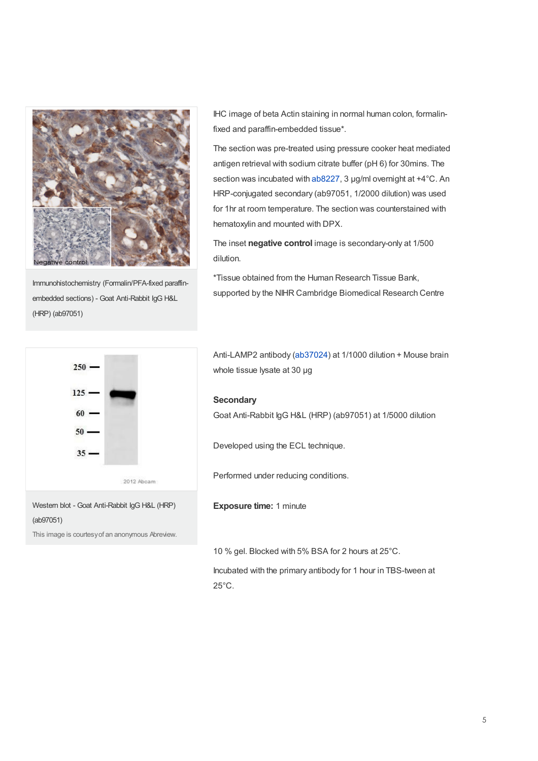Immunohistochemistry (Formalin/PFA-fixed paraffin-embedded sections) - Goat Anti-Rabbit IgG H&L (HRP) (ab97051)

IHC image of beta Actin staining in normal human colon, formalin-fixed and paraffin-embedded tissue*.

The section was pre-treated using pressure cooker heat mediated antigen retrieval with sodium citrate buffer (pH 6) for 30mins. The section was incubated with ab8227, 3 µg/ml overnight at +4°C. An HRP-conjugated secondary (ab97051, 1/2000 dilution) was used for 1hr at room temperature. The section was counterstained with hematoxylin and mounted with DPX.

The inset **negative control** image is secondary-only at 1/500 dilution.

*Tissue obtained from the Human Research Tissue Bank, supported by the NIHR Cambridge Biomedical Research Centre

Western blot - Goat Anti-Rabbit IgG H&L (HRP) (ab97051)

This image is courtesy of an anonymous Abreview.

Anti-LAMP2 antibody (ab37024) at 1/1000 dilution + Mouse brain whole tissue lysate at 30 µg

**Secondary**

Goat Anti-Rabbit IgG H&L (HRP) (ab97051) at 1/5000 dilution

Developed using the ECL technique.

Performed under reducing conditions.

**Exposure time:** 1 minute

10 % gel. Blocked with 5% BSA for 2 hours at 25°C.

Incubated with the primary antibody for 1 hour in TBS-tween at 25°C.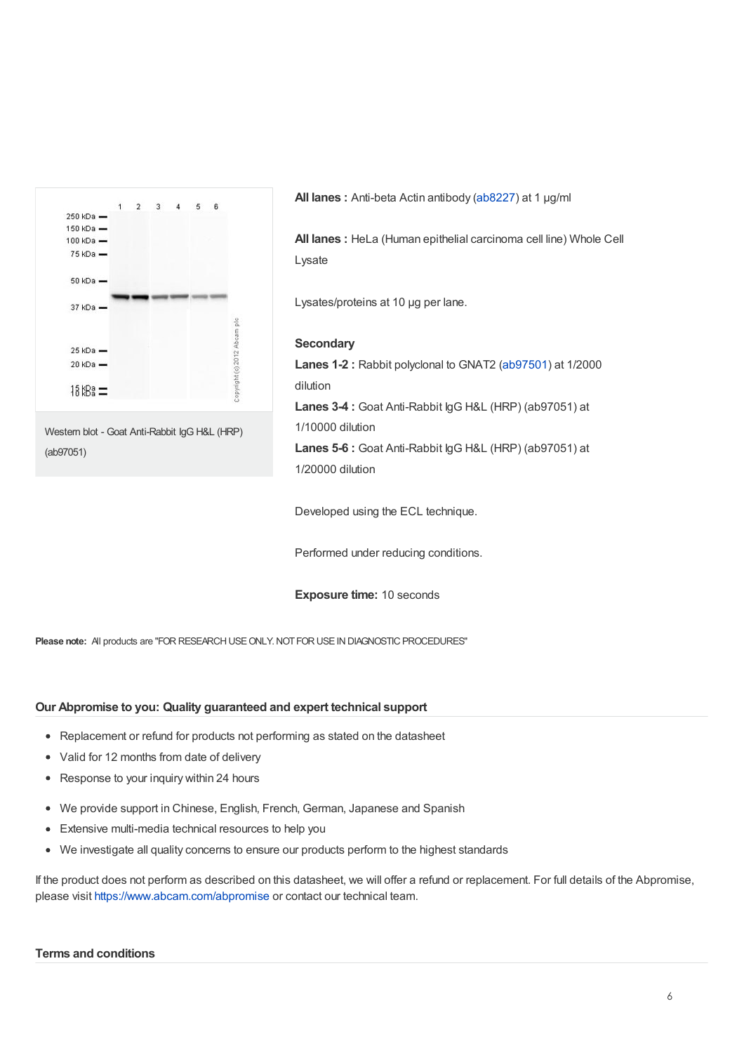Western blot - Goat Anti-Rabbit IgG H&L (HRP) (ab97051)

**All lanes :** Anti-beta Actin antibody (ab8227) at 1 µg/ml

**All lanes :** HeLa (Human epithelial carcinoma cell line) Whole Cell Lysate

Lysates/proteins at 10 µg per lane.

**Secondary**

**Lanes 1-2 :** Rabbit polyclonal to GNAT2 (ab97501) at 1/2000 dilution

**Lanes 3-4 :** Goat Anti-Rabbit IgG H&L (HRP) (ab97051) at 1/10000 dilution

**Lanes 5-6 :** Goat Anti-Rabbit IgG H&L (HRP) (ab97051) at 1/20000 dilution

Developed using the ECL technique.

Performed under reducing conditions.

**Exposure time:** 10 seconds

**Please note:** All products are "FOR RESEARCH USE ONLY. NOT FOR USE IN DIAGNOSTIC PROCEDURES"

## Our Abpromise to you: Quality guaranteed and expert technical support

- Replacement or refund for products not performing as stated on the datasheet
- Valid for 12 months from date of delivery
- Response to your inquiry within 24 hours

- We provide support in Chinese, English, French, German, Japanese and Spanish
- Extensive multi-media technical resources to help you
- We investigate all quality concerns to ensure our products perform to the highest standards

If the product does not perform as described on this datasheet, we will offer a refund or replacement. For full details of the Abpromise, please visit https://www.abcam.com/abpromise or contact our technical team.

## Terms and conditions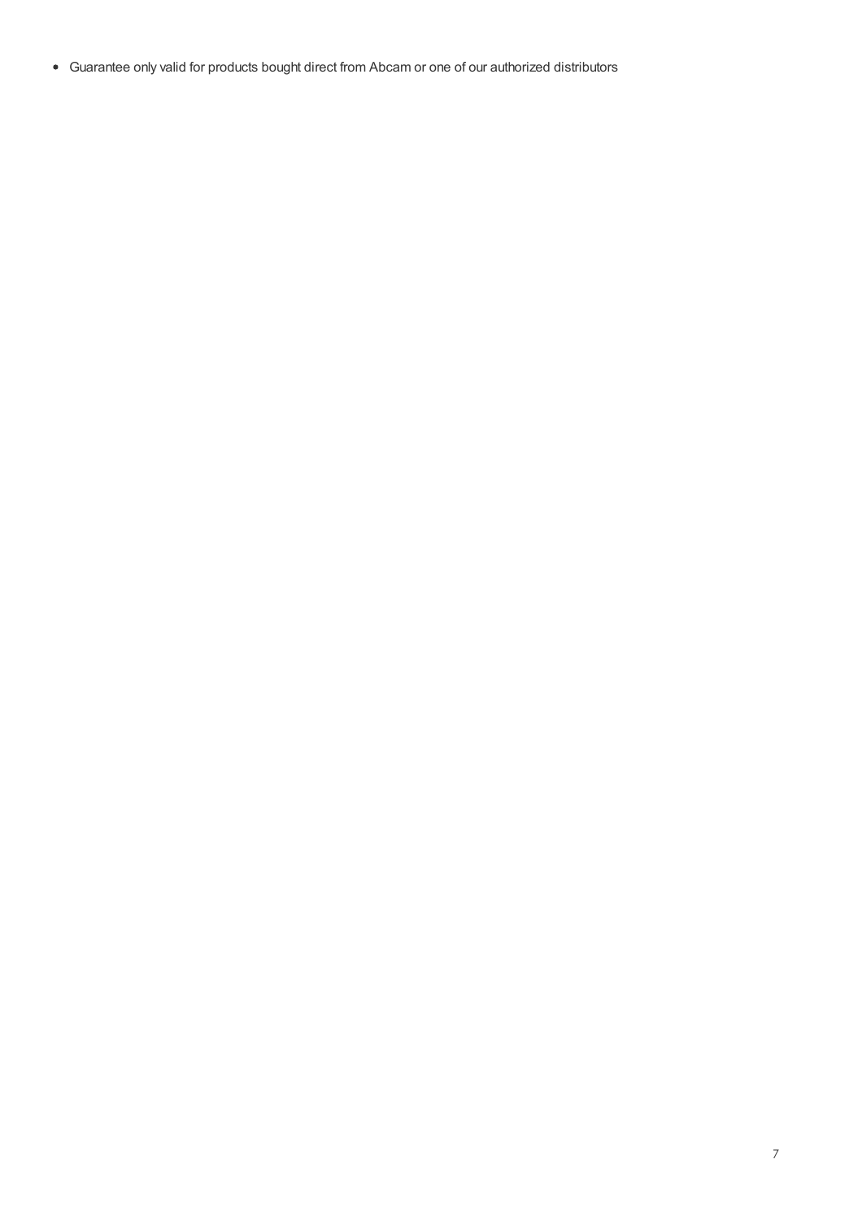- Guarantee only valid for products bought direct from Abcam or one of our authorized distributors